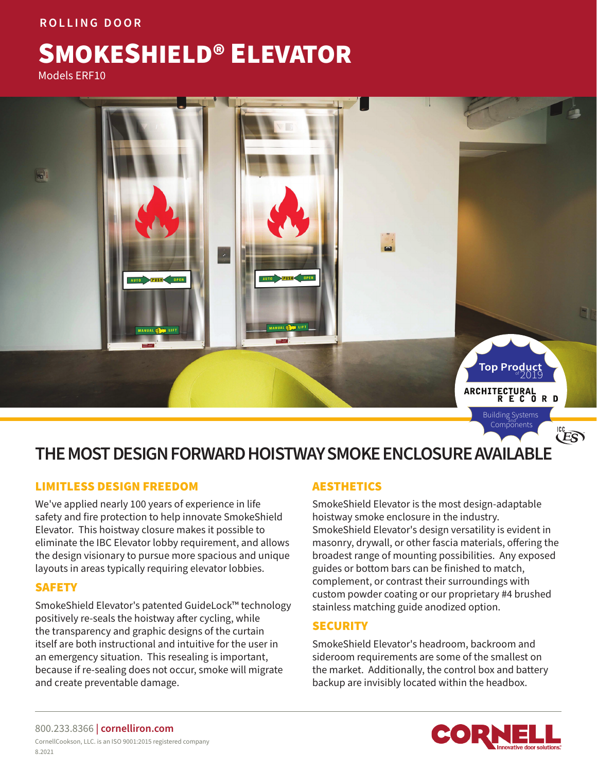ROLLING DOOR

# SMOKESHIELD® ELEVATOR

Models ERF10

Top Product of 2019
ARCHITECTURAL RECORD
Building Systems and Components

## THE MOST DESIGN FORWARD HOISTWAY SMOKE ENCLOSURE AVAILABLE

### LIMITLESS DESIGN FREEDOM

We've applied nearly 100 years of experience in life safety and fire protection to help innovate SmokeShield Elevator. This hoistway closure makes it possible to eliminate the IBC Elevator lobby requirement, and allows the design visionary to pursue more spacious and unique layouts in areas typically requiring elevator lobbies.

### SAFETY

SmokeShield Elevator's patented GuideLock™ technology positively re-seals the hoistway after cycling, while the transparency and graphic designs of the curtain itself are both instructional and intuitive for the user in an emergency situation. This resealing is important, because if re-sealing does not occur, smoke will migrate and create preventable damage.

### AESTHETICS

SmokeShield Elevator is the most design-adaptable hoistway smoke enclosure in the industry. SmokeShield Elevator's design versatility is evident in masonry, drywall, or other fascia materials, offering the broadest range of mounting possibilities. Any exposed guides or bottom bars can be finished to match, complement, or contrast their surroundings with custom powder coating or our proprietary #4 brushed stainless matching guide anodized option.

### SECURITY

SmokeShield Elevator's headroom, backroom and sideroom requirements are some of the smallest on the market. Additionally, the control box and battery backup are invisibly located within the headbox.

800.233.8366 | **cornelliron.com**

CornellCookson, LLC. is an ISO 9001:2015 registered company

8.2021

CORNELL Innovative door solutions.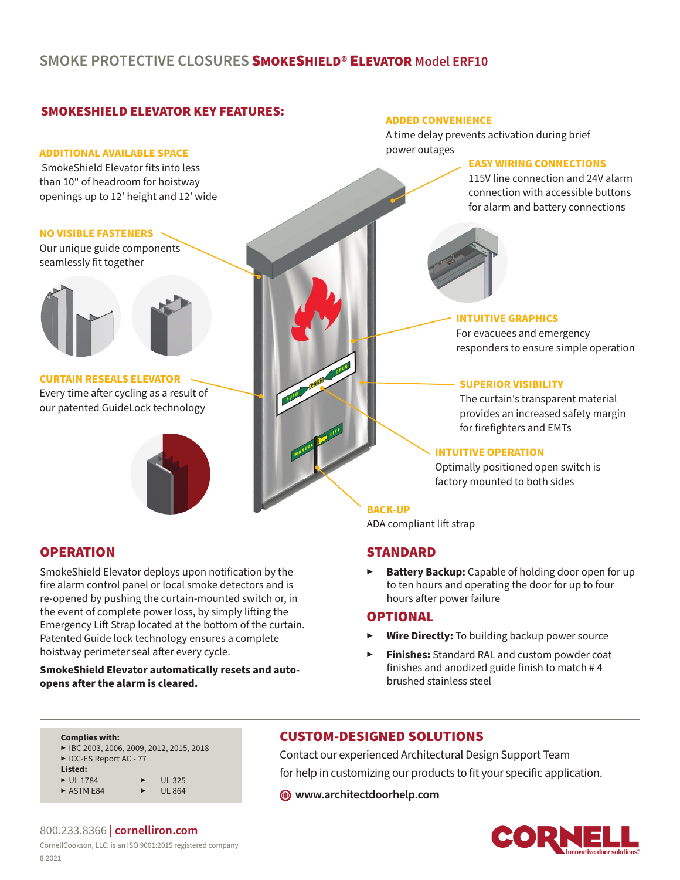# SMOKE PROTECTIVE CLOSURES **SMOKESHIELD® ELEVATOR** Model ERF10

## SMOKESHIELD ELEVATOR KEY FEATURES:

### ADDITIONAL AVAILABLE SPACE

SmokeShield Elevator fits into less than 10" of headroom for hoistway openings up to 12' height and 12' wide

### NO VISIBLE FASTENERS

Our unique guide components seamlessly fit together

### CURTAIN RESEALS ELEVATOR

Every time after cycling as a result of our patented GuideLock technology

### ADDED CONVENIENCE

A time delay prevents activation during brief power outages

### EASY WIRING CONNECTIONS

115V line connection and 24V alarm connection with accessible buttons for alarm and battery connections

### INTUITIVE GRAPHICS

For evacuees and emergency responders to ensure simple operation

### SUPERIOR VISIBILITY

The curtain's transparent material provides an increased safety margin for firefighters and EMTs

### INTUITIVE OPERATION

Optimally positioned open switch is factory mounted to both sides

### BACK-UP

ADA compliant lift strap

## OPERATION

SmokeShield Elevator deploys upon notification by the fire alarm control panel or local smoke detectors and is re-opened by pushing the curtain-mounted switch or, in the event of complete power loss, by simply lifting the Emergency Lift Strap located at the bottom of the curtain. Patented Guide lock technology ensures a complete hoistway perimeter seal after every cycle.

**SmokeShield Elevator automatically resets and auto-opens after the alarm is cleared.**

## STANDARD

- **Battery Backup:** Capable of holding door open for up to ten hours and operating the door for up to four hours after power failure

## OPTIONAL

- **Wire Directly:** To building backup power source
- **Finishes:** Standard RAL and custom powder coat finishes and anodized guide finish to match # 4 brushed stainless steel

**Complies with:**
- IBC 2003, 2006, 2009, 2012, 2015, 2018
- ICC-ES Report AC - 77

**Listed:**
- UL 1784
- UL 325
- ASTM E84
- UL 864

## CUSTOM-DESIGNED SOLUTIONS

Contact our experienced Architectural Design Support Team for help in customizing our products to fit your specific application.

**www.architectdoorhelp.com**

800.233.8366 | **cornelliron.com**

CornellCookson, LLC. is an ISO 9001:2015 registered company

8.2021

CORNELL Innovative door solutions.